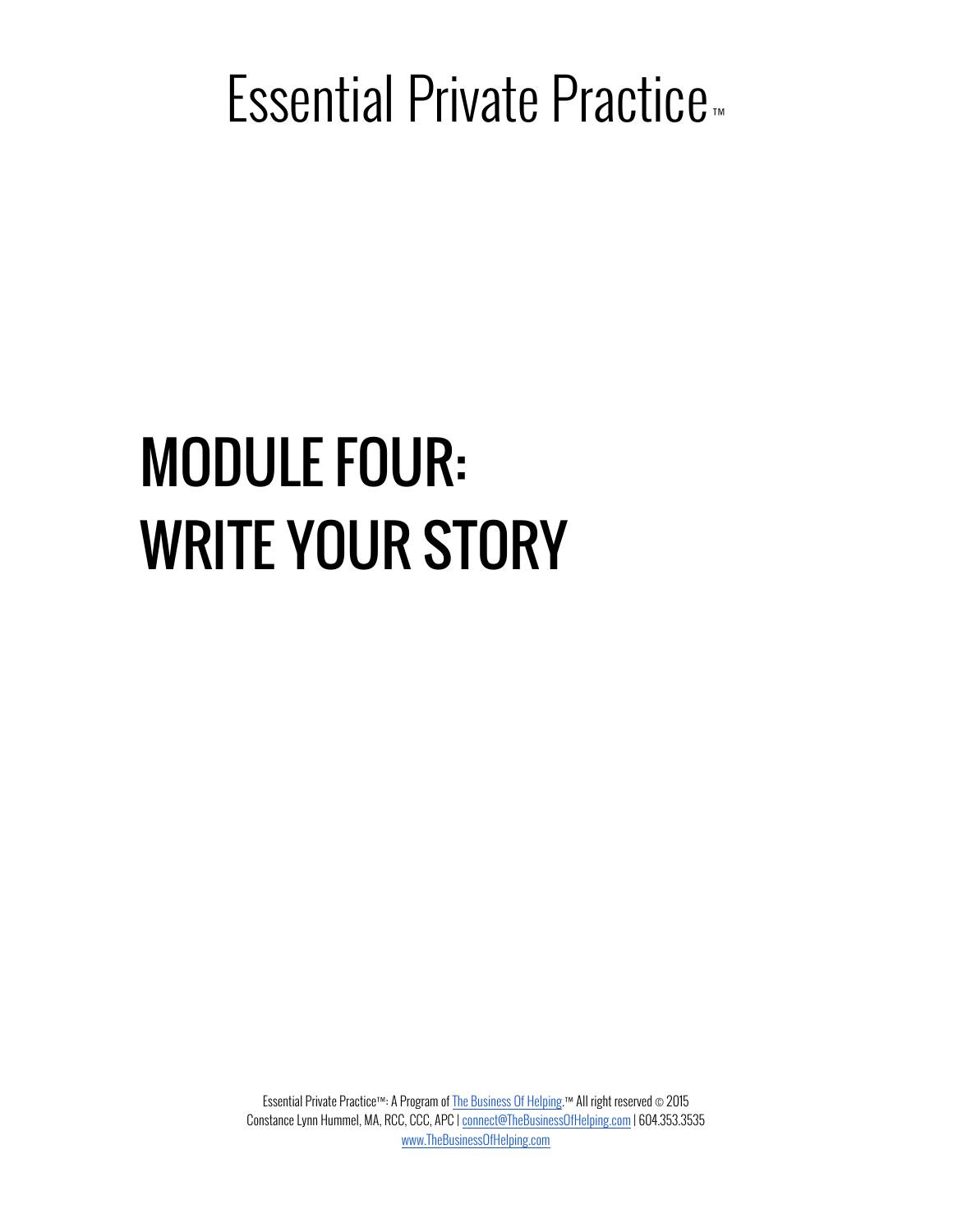# Essential Private Practice™

# MODULE FOUR: WRITE YOUR STORY

Essential Private Practice™: A Program of The Business Of Helping.™ All right reserved © 2015
Constance Lynn Hummel, MA, RCC, CCC, APC | connect@TheBusinessOfHelping.com | 604.353.3535
www.TheBusinessOfHelping.com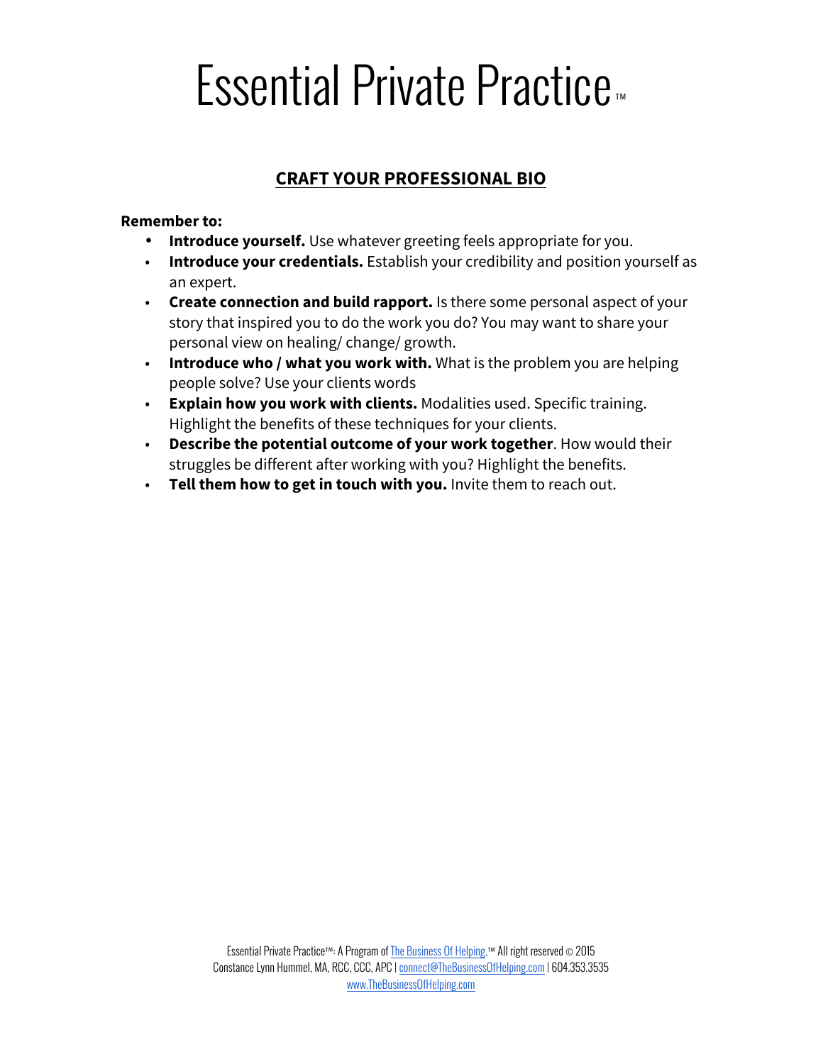# Essential Private Practice™

## CRAFT YOUR PROFESSIONAL BIO

**Remember to:**

- **Introduce yourself.** Use whatever greeting feels appropriate for you.
- **Introduce your credentials.** Establish your credibility and position yourself as an expert.
- **Create connection and build rapport.** Is there some personal aspect of your story that inspired you to do the work you do? You may want to share your personal view on healing/ change/ growth.
- **Introduce who / what you work with.** What is the problem you are helping people solve? Use your clients words
- **Explain how you work with clients.** Modalities used. Specific training. Highlight the benefits of these techniques for your clients.
- **Describe the potential outcome of your work together**. How would their struggles be different after working with you? Highlight the benefits.
- **Tell them how to get in touch with you.** Invite them to reach out.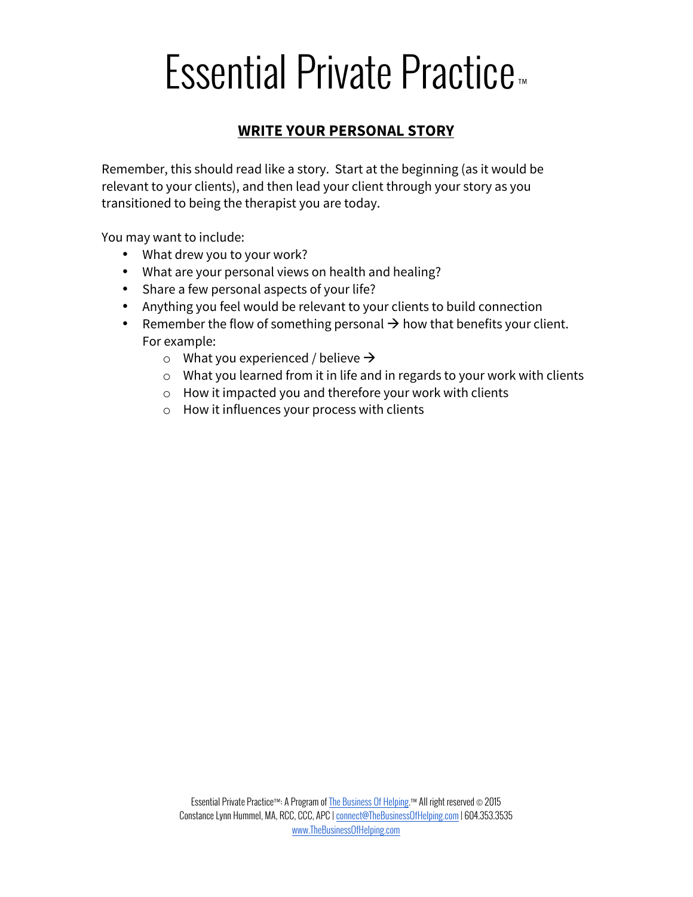# Essential Private Practice™

## WRITE YOUR PERSONAL STORY

Remember, this should read like a story. Start at the beginning (as it would be relevant to your clients), and then lead your client through your story as you transitioned to being the therapist you are today.

You may want to include:

- What drew you to your work?
- What are your personal views on health and healing?
- Share a few personal aspects of your life?
- Anything you feel would be relevant to your clients to build connection
- Remember the flow of something personal → how that benefits your client. For example:
  - What you experienced / believe →
  - What you learned from it in life and in regards to your work with clients
  - How it impacted you and therefore your work with clients
  - How it influences your process with clients

Essential Private Practice™: A Program of The Business Of Helping.™ All right reserved © 2015
Constance Lynn Hummel, MA, RCC, CCC, APC | connect@TheBusinessOfHelping.com | 604.353.3535
www.TheBusinessOfHelping.com